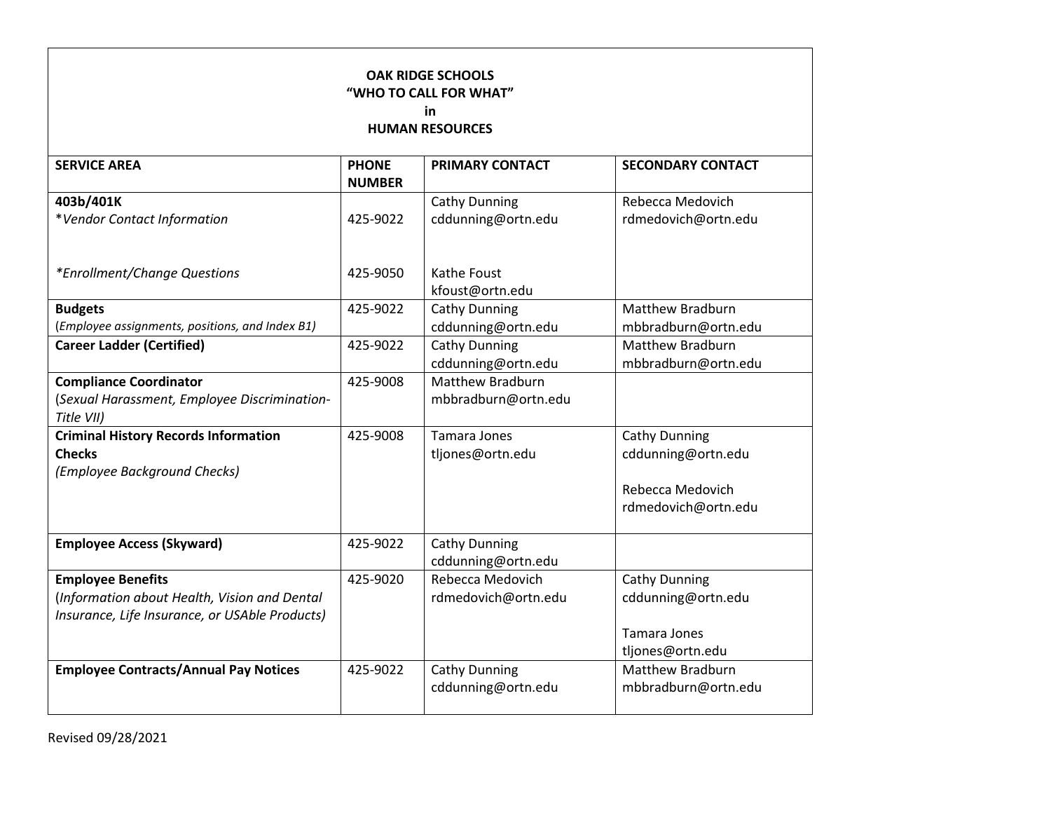# OAK RIDGE SCHOOLS
# "WHO TO CALL FOR WHAT"
# in
# HUMAN RESOURCES

| SERVICE AREA | PHONE NUMBER | PRIMARY CONTACT | SECONDARY CONTACT |
|---|---|---|---|
| **403b/401K**<br>**Vendor Contact Information*<br><br>**Enrollment/Change Questions* | <br>425-9022<br><br>425-9050 | Cathy Dunning<br>cddunning@ortn.edu<br><br>Kathe Foust<br>kfoust@ortn.edu | Rebecca Medovich<br>rdmedovich@ortn.edu |
| **Budgets**<br>(*Employee assignments, positions, and Index B1)* | 425-9022 | Cathy Dunning<br>cddunning@ortn.edu | Matthew Bradburn<br>mbbradburn@ortn.edu |
| **Career Ladder (Certified)** | 425-9022 | Cathy Dunning<br>cddunning@ortn.edu | Matthew Bradburn<br>mbbradburn@ortn.edu |
| **Compliance Coordinator**<br>(*Sexual Harassment, Employee Discrimination-Title VII)* | 425-9008 | Matthew Bradburn<br>mbbradburn@ortn.edu | |
| **Criminal History Records Information Checks**<br>*(Employee Background Checks)* | 425-9008 | Tamara Jones<br>tljones@ortn.edu | Cathy Dunning<br>cddunning@ortn.edu<br><br>Rebecca Medovich<br>rdmedovich@ortn.edu |
| **Employee Access (Skyward)** | 425-9022 | Cathy Dunning<br>cddunning@ortn.edu | |
| **Employee Benefits**<br>(*Information about Health, Vision and Dental Insurance, Life Insurance, or USAble Products)* | 425-9020 | Rebecca Medovich<br>rdmedovich@ortn.edu | Cathy Dunning<br>cddunning@ortn.edu<br><br>Tamara Jones<br>tljones@ortn.edu |
| **Employee Contracts/Annual Pay Notices** | 425-9022 | Cathy Dunning<br>cddunning@ortn.edu | Matthew Bradburn<br>mbbradburn@ortn.edu |

Revised 09/28/2021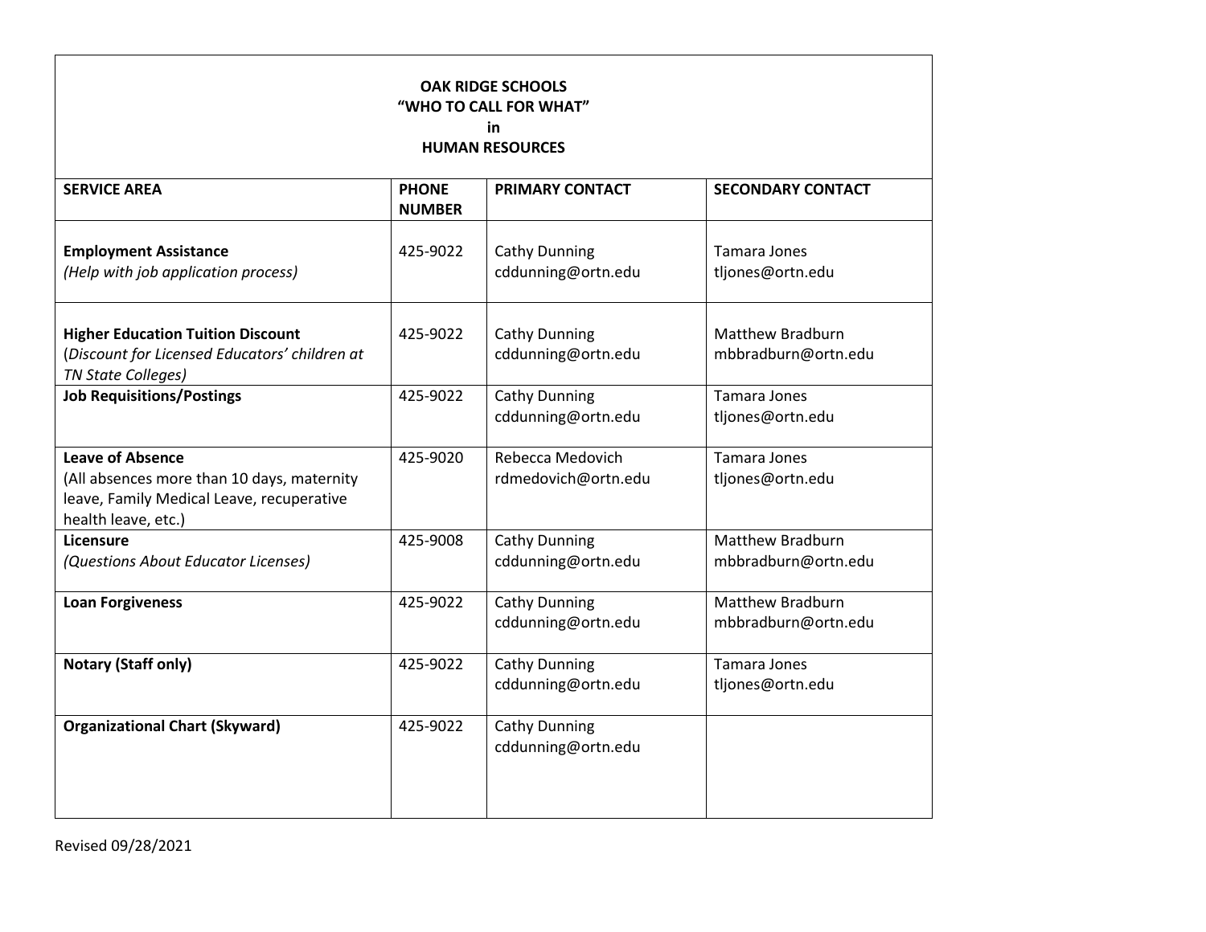| OAK RIDGE SCHOOLS "WHO TO CALL FOR WHAT" in HUMAN RESOURCES | | | |
|---|---|---|---|
| **SERVICE AREA** | **PHONE NUMBER** | **PRIMARY CONTACT** | **SECONDARY CONTACT** |
| **Employment Assistance** *(Help with job application process)* | 425-9022 | Cathy Dunning cddunning@ortn.edu | Tamara Jones tljones@ortn.edu |
| **Higher Education Tuition Discount** (*Discount for Licensed Educators' children at TN State Colleges)* | 425-9022 | Cathy Dunning cddunning@ortn.edu | Matthew Bradburn mbbradburn@ortn.edu |
| **Job Requisitions/Postings** | 425-9022 | Cathy Dunning cddunning@ortn.edu | Tamara Jones tljones@ortn.edu |
| **Leave of Absence** (All absences more than 10 days, maternity leave, Family Medical Leave, recuperative health leave, etc.) | 425-9020 | Rebecca Medovich rdmedovich@ortn.edu | Tamara Jones tljones@ortn.edu |
| **Licensure** *(Questions About Educator Licenses)* | 425-9008 | Cathy Dunning cddunning@ortn.edu | Matthew Bradburn mbbradburn@ortn.edu |
| **Loan Forgiveness** | 425-9022 | Cathy Dunning cddunning@ortn.edu | Matthew Bradburn mbbradburn@ortn.edu |
| **Notary (Staff only)** | 425-9022 | Cathy Dunning cddunning@ortn.edu | Tamara Jones tljones@ortn.edu |
| **Organizational Chart (Skyward)** | 425-9022 | Cathy Dunning cddunning@ortn.edu | |

Revised 09/28/2021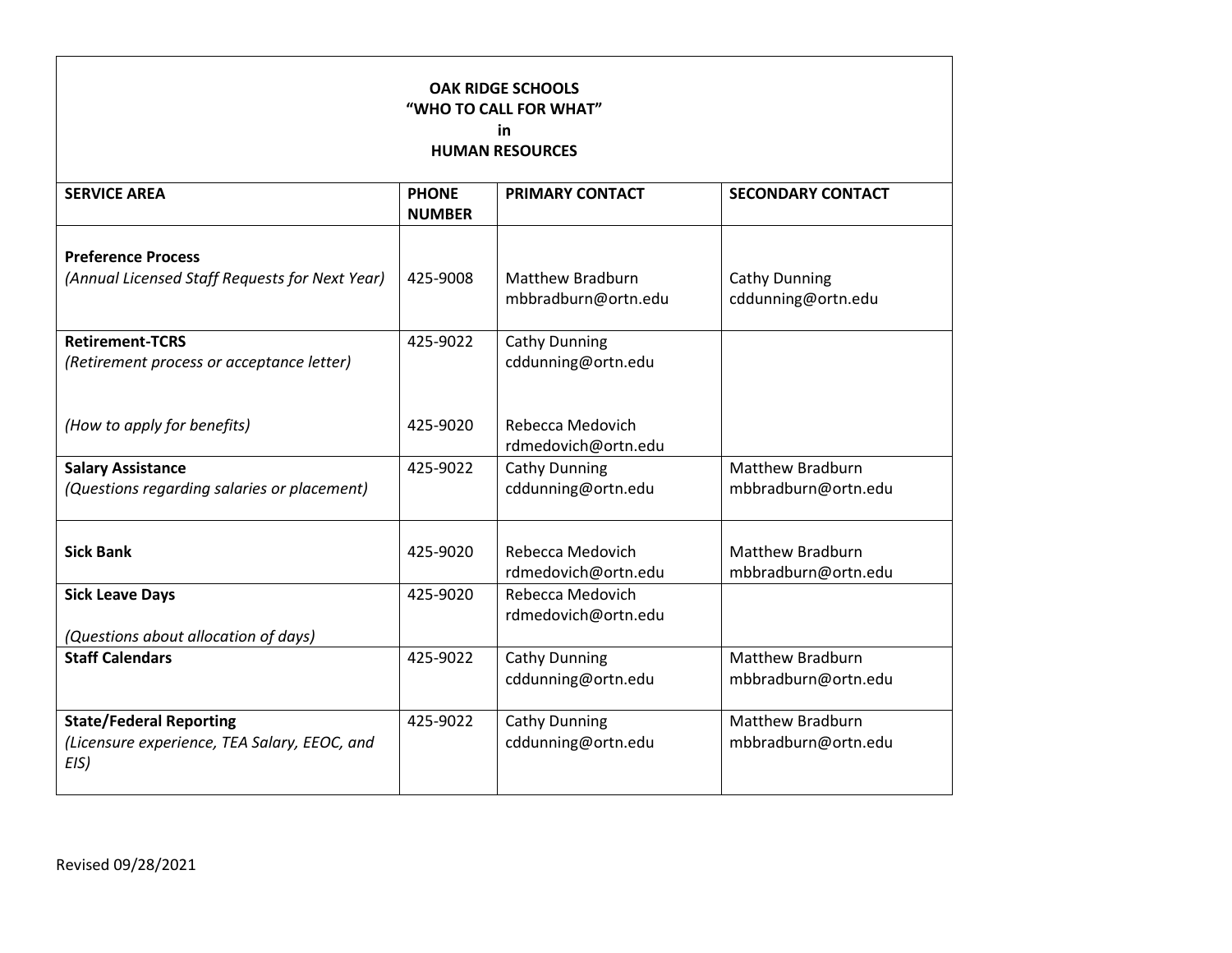**OAK RIDGE SCHOOLS**
**"WHO TO CALL FOR WHAT"**
**in**
**HUMAN RESOURCES**

| SERVICE AREA | PHONE NUMBER | PRIMARY CONTACT | SECONDARY CONTACT |
|---|---|---|---|
| **Preference Process** *(Annual Licensed Staff Requests for Next Year)* | 425-9008 | Matthew Bradburn mbbradburn@ortn.edu | Cathy Dunning cddunning@ortn.edu |
| **Retirement-TCRS** *(Retirement process or acceptance letter)* | 425-9022 | Cathy Dunning cddunning@ortn.edu | |
| *(How to apply for benefits)* | 425-9020 | Rebecca Medovich rdmedovich@ortn.edu | |
| **Salary Assistance** *(Questions regarding salaries or placement)* | 425-9022 | Cathy Dunning cddunning@ortn.edu | Matthew Bradburn mbbradburn@ortn.edu |
| **Sick Bank** | 425-9020 | Rebecca Medovich rdmedovich@ortn.edu | Matthew Bradburn mbbradburn@ortn.edu |
| **Sick Leave Days** *(Questions about allocation of days)* | 425-9020 | Rebecca Medovich rdmedovich@ortn.edu | |
| **Staff Calendars** | 425-9022 | Cathy Dunning cddunning@ortn.edu | Matthew Bradburn mbbradburn@ortn.edu |
| **State/Federal Reporting** *(Licensure experience, TEA Salary, EEOC, and EIS)* | 425-9022 | Cathy Dunning cddunning@ortn.edu | Matthew Bradburn mbbradburn@ortn.edu |

Revised 09/28/2021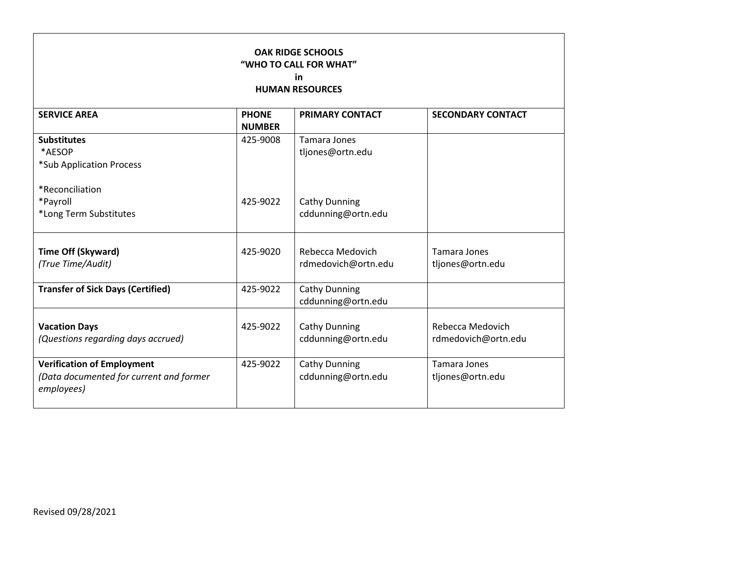**OAK RIDGE SCHOOLS**
**"WHO TO CALL FOR WHAT"**
**in**
**HUMAN RESOURCES**

| SERVICE AREA | PHONE NUMBER | PRIMARY CONTACT | SECONDARY CONTACT |
|---|---|---|---|
| **Substitutes**<br>*AESOP<br>*Sub Application Process | 425-9008 | Tamara Jones<br>tljones@ortn.edu | |
| *Reconciliation<br>*Payroll<br>*Long Term Substitutes | 425-9022 | Cathy Dunning<br>cddunning@ortn.edu | |
| **Time Off (Skyward)**<br>*(True Time/Audit)* | 425-9020 | Rebecca Medovich<br>rdmedovich@ortn.edu | Tamara Jones<br>tljones@ortn.edu |
| **Transfer of Sick Days (Certified)** | 425-9022 | Cathy Dunning<br>cddunning@ortn.edu | |
| **Vacation Days**<br>*(Questions regarding days accrued)* | 425-9022 | Cathy Dunning<br>cddunning@ortn.edu | Rebecca Medovich<br>rdmedovich@ortn.edu |
| **Verification of Employment**<br>*(Data documented for current and former employees)* | 425-9022 | Cathy Dunning<br>cddunning@ortn.edu | Tamara Jones<br>tljones@ortn.edu |

Revised 09/28/2021